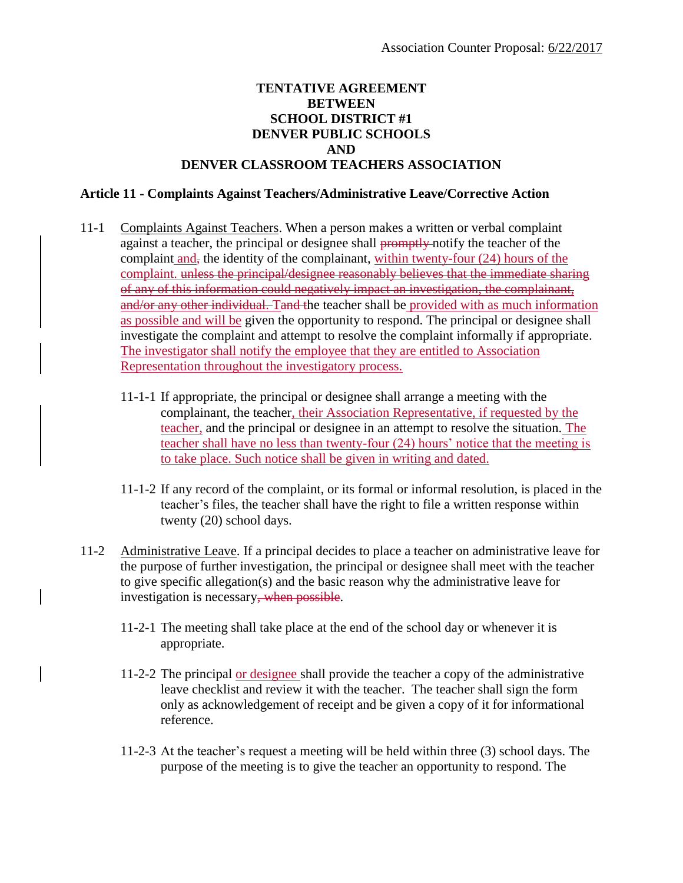Association Counter Proposal: <u>6/22/2017</u>

# TENTATIVE AGREEMENT BETWEEN SCHOOL DISTRICT #1 DENVER PUBLIC SCHOOLS AND DENVER CLASSROOM TEACHERS ASSOCIATION

## Article 11 - Complaints Against Teachers/Administrative Leave/Corrective Action

11-1 <u>Complaints Against Teachers</u>. When a person makes a written or verbal complaint against a teacher, the principal or designee shall ~~promptly~~ notify the teacher of the complaint<u> and</u>~~,~~ the identity of the complainant, <u>within twenty-four (24) hours of the complaint.</u> ~~unless the principal/designee reasonably believes that the immediate sharing of any of this information could negatively impact an investigation, the complainant, and/or any other individual. Tand t~~he teacher shall be<u> provided with as much information as possible and will be</u> given the opportunity to respond. The principal or designee shall investigate the complaint and attempt to resolve the complaint informally if appropriate. <u>The investigator shall notify the employee that they are entitled to Association Representation throughout the investigatory process.</u>

11-1-1 If appropriate, the principal or designee shall arrange a meeting with the complainant, the teacher<u>, their Association Representative, if requested by the teacher,</u> and the principal or designee in an attempt to resolve the situation.<u> The teacher shall have no less than twenty-four (24) hours' notice that the meeting is to take place. Such notice shall be given in writing and dated.</u>

11-1-2 If any record of the complaint, or its formal or informal resolution, is placed in the teacher's files, the teacher shall have the right to file a written response within twenty (20) school days.

11-2 <u>Administrative Leave</u>. If a principal decides to place a teacher on administrative leave for the purpose of further investigation, the principal or designee shall meet with the teacher to give specific allegation(s) and the basic reason why the administrative leave for investigation is necessary~~, when possible~~.

11-2-1 The meeting shall take place at the end of the school day or whenever it is appropriate.

11-2-2 The principal <u>or designee </u>shall provide the teacher a copy of the administrative leave checklist and review it with the teacher. The teacher shall sign the form only as acknowledgement of receipt and be given a copy of it for informational reference.

11-2-3 At the teacher's request a meeting will be held within three (3) school days. The purpose of the meeting is to give the teacher an opportunity to respond. The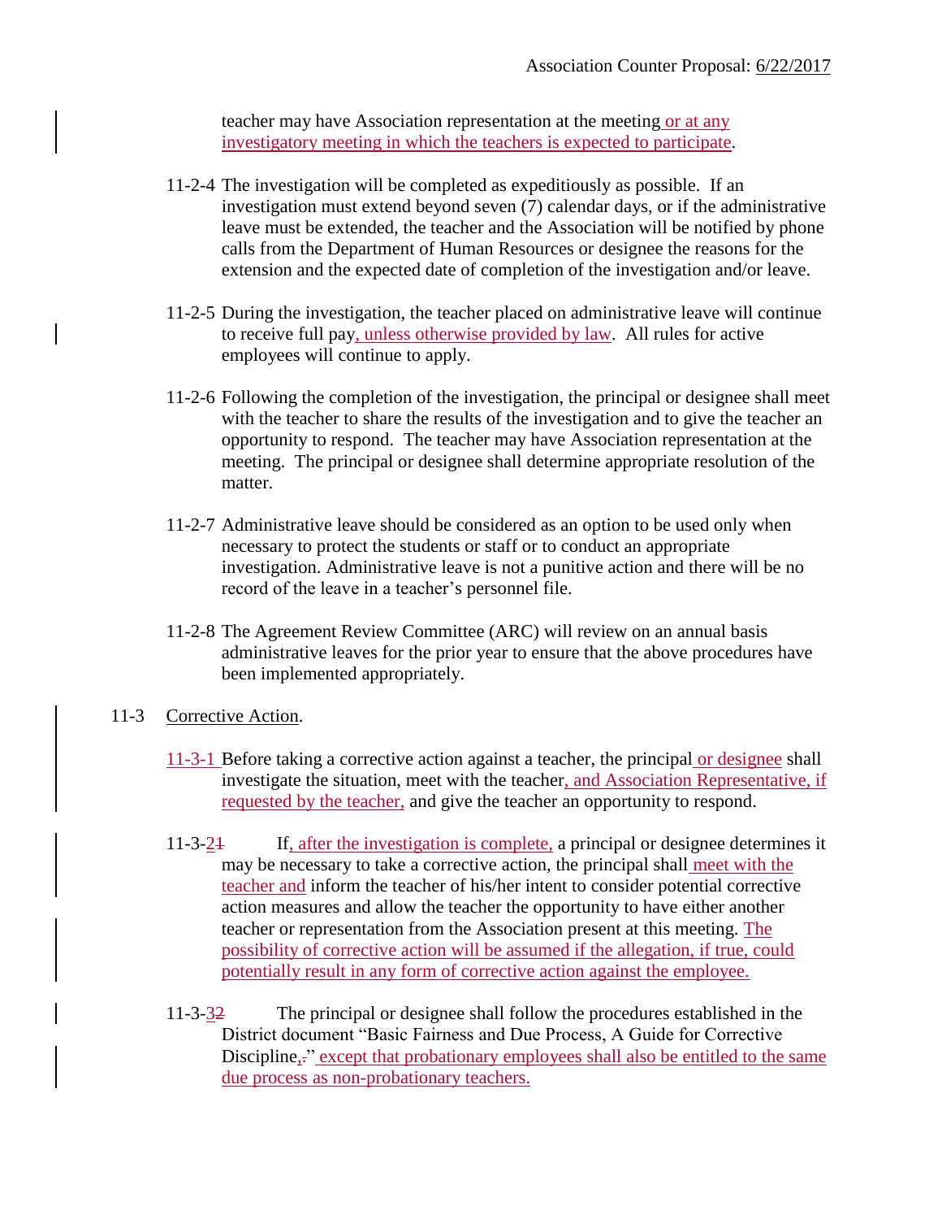teacher may have Association representation at the meeting or at any investigatory meeting in which the teachers is expected to participate.

11-2-4 The investigation will be completed as expeditiously as possible. If an investigation must extend beyond seven (7) calendar days, or if the administrative leave must be extended, the teacher and the Association will be notified by phone calls from the Department of Human Resources or designee the reasons for the extension and the expected date of completion of the investigation and/or leave.

11-2-5 During the investigation, the teacher placed on administrative leave will continue to receive full pay, unless otherwise provided by law. All rules for active employees will continue to apply.

11-2-6 Following the completion of the investigation, the principal or designee shall meet with the teacher to share the results of the investigation and to give the teacher an opportunity to respond. The teacher may have Association representation at the meeting. The principal or designee shall determine appropriate resolution of the matter.

11-2-7 Administrative leave should be considered as an option to be used only when necessary to protect the students or staff or to conduct an appropriate investigation. Administrative leave is not a punitive action and there will be no record of the leave in a teacher's personnel file.

11-2-8 The Agreement Review Committee (ARC) will review on an annual basis administrative leaves for the prior year to ensure that the above procedures have been implemented appropriately.

11-3 Corrective Action.

11-3-1 Before taking a corrective action against a teacher, the principal or designee shall investigate the situation, meet with the teacher, and Association Representative, if requested by the teacher, and give the teacher an opportunity to respond.

11-3-2~~1~~ If, after the investigation is complete, a principal or designee determines it may be necessary to take a corrective action, the principal shall meet with the teacher and inform the teacher of his/her intent to consider potential corrective action measures and allow the teacher the opportunity to have either another teacher or representation from the Association present at this meeting. The possibility of corrective action will be assumed if the allegation, if true, could potentially result in any form of corrective action against the employee.

11-3-3~~2~~ The principal or designee shall follow the procedures established in the District document "Basic Fairness and Due Process, A Guide for Corrective Discipline,~~.~~" except that probationary employees shall also be entitled to the same due process as non-probationary teachers.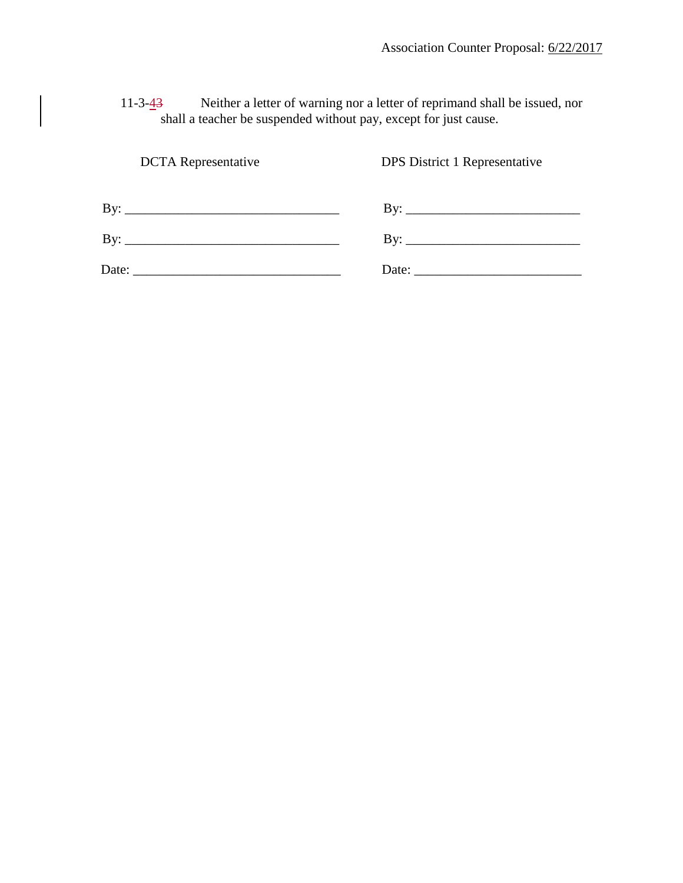Association Counter Proposal: 6/22/2017

11-3-~~3~~4 Neither a letter of warning nor a letter of reprimand shall be issued, nor shall a teacher be suspended without pay, except for just cause.

| DCTA Representative | DPS District 1 Representative |
| --- | --- |
| By: ________________________________ | By: __________________________ |
| By: ________________________________ | By: __________________________ |
| Date: _______________________________ | Date: _________________________ |